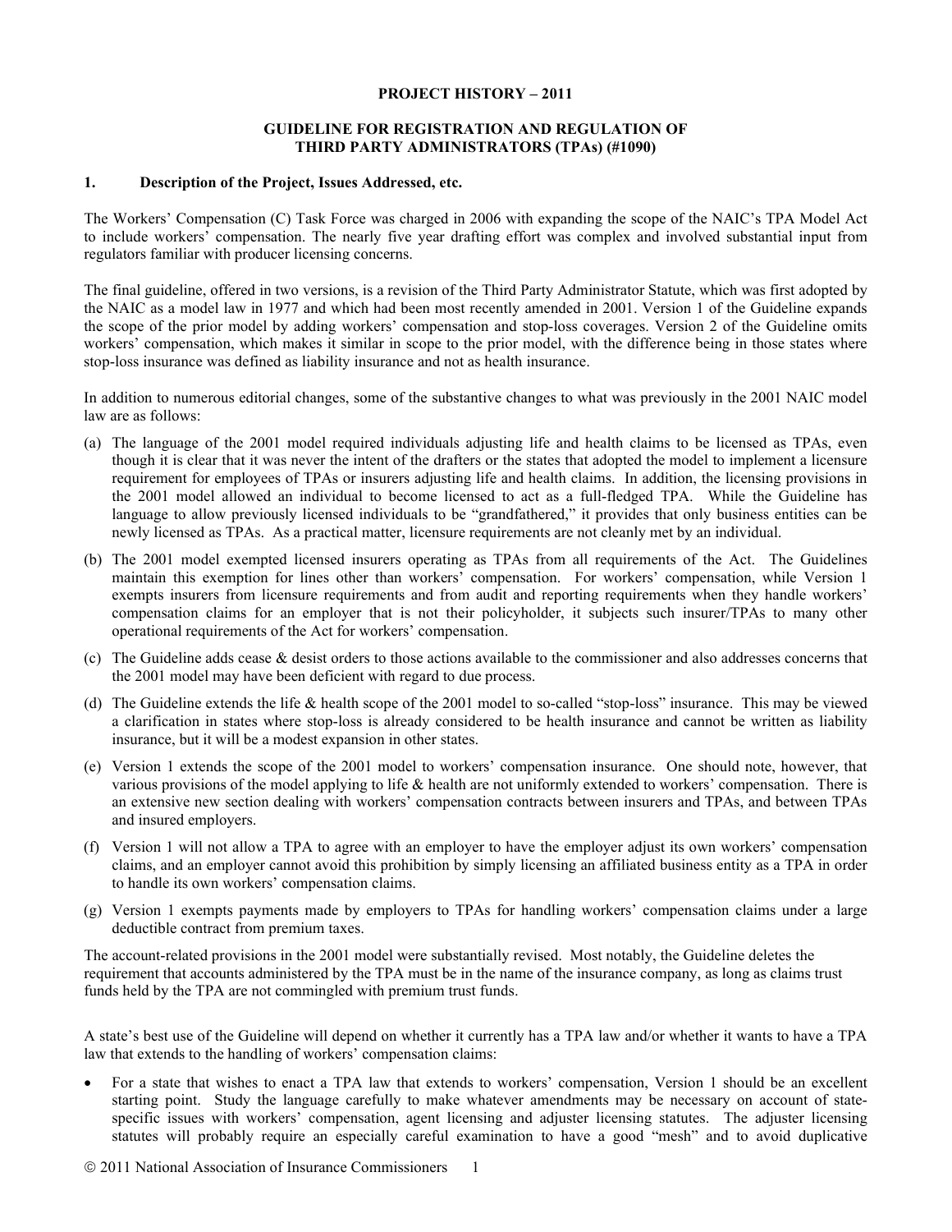**PROJECT HISTORY – 2011**

**GUIDELINE FOR REGISTRATION AND REGULATION OF THIRD PARTY ADMINISTRATORS (TPAs) (#1090)**

## 1. Description of the Project, Issues Addressed, etc.

The Workers' Compensation (C) Task Force was charged in 2006 with expanding the scope of the NAIC's TPA Model Act to include workers' compensation. The nearly five year drafting effort was complex and involved substantial input from regulators familiar with producer licensing concerns.

The final guideline, offered in two versions, is a revision of the Third Party Administrator Statute, which was first adopted by the NAIC as a model law in 1977 and which had been most recently amended in 2001. Version 1 of the Guideline expands the scope of the prior model by adding workers' compensation and stop-loss coverages. Version 2 of the Guideline omits workers' compensation, which makes it similar in scope to the prior model, with the difference being in those states where stop-loss insurance was defined as liability insurance and not as health insurance.

In addition to numerous editorial changes, some of the substantive changes to what was previously in the 2001 NAIC model law are as follows:

(a) The language of the 2001 model required individuals adjusting life and health claims to be licensed as TPAs, even though it is clear that it was never the intent of the drafters or the states that adopted the model to implement a licensure requirement for employees of TPAs or insurers adjusting life and health claims. In addition, the licensing provisions in the 2001 model allowed an individual to become licensed to act as a full-fledged TPA. While the Guideline has language to allow previously licensed individuals to be "grandfathered," it provides that only business entities can be newly licensed as TPAs. As a practical matter, licensure requirements are not cleanly met by an individual.

(b) The 2001 model exempted licensed insurers operating as TPAs from all requirements of the Act. The Guidelines maintain this exemption for lines other than workers' compensation. For workers' compensation, while Version 1 exempts insurers from licensure requirements and from audit and reporting requirements when they handle workers' compensation claims for an employer that is not their policyholder, it subjects such insurer/TPAs to many other operational requirements of the Act for workers' compensation.

(c) The Guideline adds cease & desist orders to those actions available to the commissioner and also addresses concerns that the 2001 model may have been deficient with regard to due process.

(d) The Guideline extends the life & health scope of the 2001 model to so-called "stop-loss" insurance. This may be viewed a clarification in states where stop-loss is already considered to be health insurance and cannot be written as liability insurance, but it will be a modest expansion in other states.

(e) Version 1 extends the scope of the 2001 model to workers' compensation insurance. One should note, however, that various provisions of the model applying to life & health are not uniformly extended to workers' compensation. There is an extensive new section dealing with workers' compensation contracts between insurers and TPAs, and between TPAs and insured employers.

(f) Version 1 will not allow a TPA to agree with an employer to have the employer adjust its own workers' compensation claims, and an employer cannot avoid this prohibition by simply licensing an affiliated business entity as a TPA in order to handle its own workers' compensation claims.

(g) Version 1 exempts payments made by employers to TPAs for handling workers' compensation claims under a large deductible contract from premium taxes.

The account-related provisions in the 2001 model were substantially revised. Most notably, the Guideline deletes the requirement that accounts administered by the TPA must be in the name of the insurance company, as long as claims trust funds held by the TPA are not commingled with premium trust funds.

A state's best use of the Guideline will depend on whether it currently has a TPA law and/or whether it wants to have a TPA law that extends to the handling of workers' compensation claims:

- For a state that wishes to enact a TPA law that extends to workers' compensation, Version 1 should be an excellent starting point. Study the language carefully to make whatever amendments may be necessary on account of state-specific issues with workers' compensation, agent licensing and adjuster licensing statutes. The adjuster licensing statutes will probably require an especially careful examination to have a good "mesh" and to avoid duplicative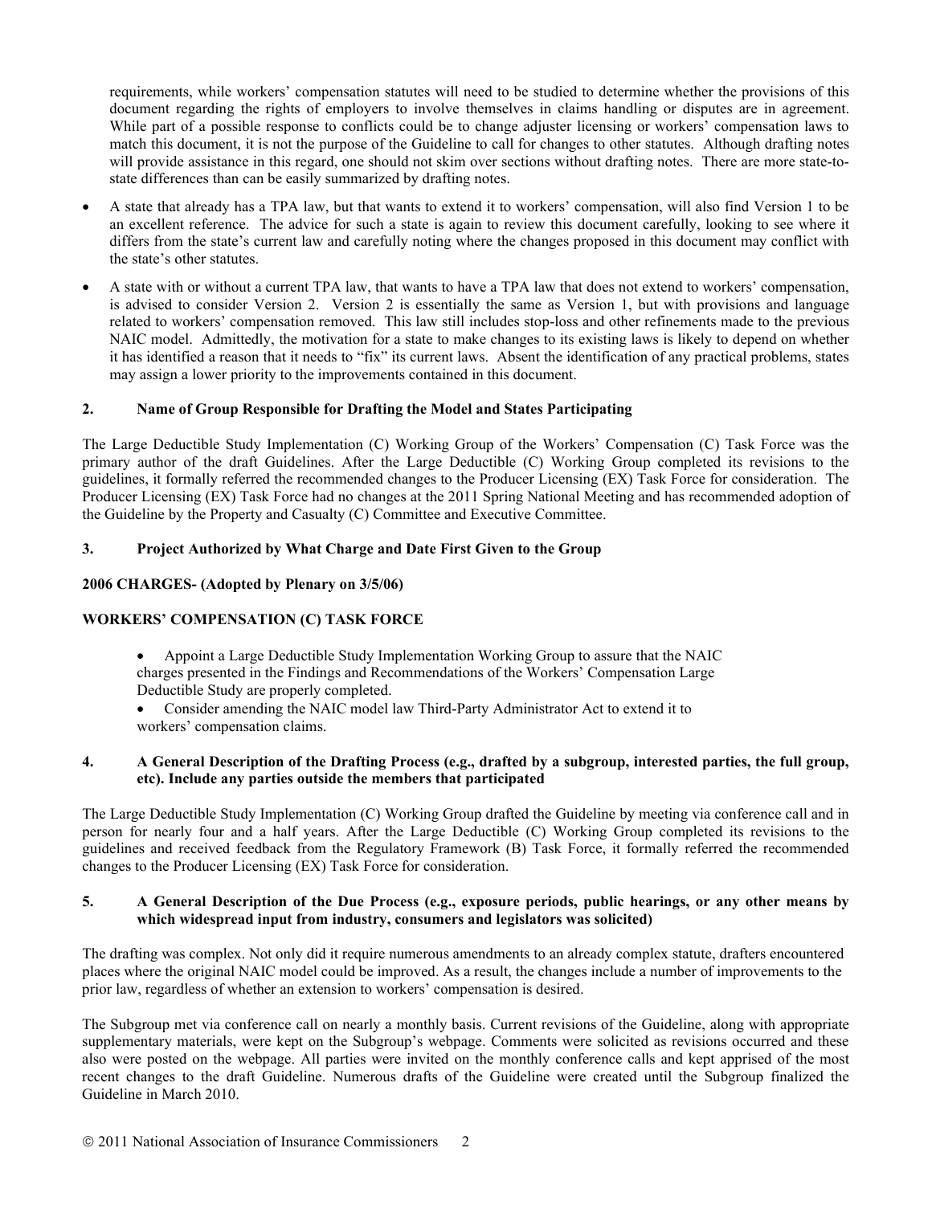requirements, while workers' compensation statutes will need to be studied to determine whether the provisions of this document regarding the rights of employers to involve themselves in claims handling or disputes are in agreement. While part of a possible response to conflicts could be to change adjuster licensing or workers' compensation laws to match this document, it is not the purpose of the Guideline to call for changes to other statutes. Although drafting notes will provide assistance in this regard, one should not skim over sections without drafting notes. There are more state-to-state differences than can be easily summarized by drafting notes.

- A state that already has a TPA law, but that wants to extend it to workers' compensation, will also find Version 1 to be an excellent reference. The advice for such a state is again to review this document carefully, looking to see where it differs from the state's current law and carefully noting where the changes proposed in this document may conflict with the state's other statutes.
- A state with or without a current TPA law, that wants to have a TPA law that does not extend to workers' compensation, is advised to consider Version 2. Version 2 is essentially the same as Version 1, but with provisions and language related to workers' compensation removed. This law still includes stop-loss and other refinements made to the previous NAIC model. Admittedly, the motivation for a state to make changes to its existing laws is likely to depend on whether it has identified a reason that it needs to "fix" its current laws. Absent the identification of any practical problems, states may assign a lower priority to the improvements contained in this document.

## 2. Name of Group Responsible for Drafting the Model and States Participating

The Large Deductible Study Implementation (C) Working Group of the Workers' Compensation (C) Task Force was the primary author of the draft Guidelines. After the Large Deductible (C) Working Group completed its revisions to the guidelines, it formally referred the recommended changes to the Producer Licensing (EX) Task Force for consideration. The Producer Licensing (EX) Task Force had no changes at the 2011 Spring National Meeting and has recommended adoption of the Guideline by the Property and Casualty (C) Committee and Executive Committee.

## 3. Project Authorized by What Charge and Date First Given to the Group

**2006 CHARGES- (Adopted by Plenary on 3/5/06)**

**WORKERS' COMPENSATION (C) TASK FORCE**

- Appoint a Large Deductible Study Implementation Working Group to assure that the NAIC charges presented in the Findings and Recommendations of the Workers' Compensation Large Deductible Study are properly completed.
- Consider amending the NAIC model law Third-Party Administrator Act to extend it to workers' compensation claims.

## 4. A General Description of the Drafting Process (e.g., drafted by a subgroup, interested parties, the full group, etc). Include any parties outside the members that participated

The Large Deductible Study Implementation (C) Working Group drafted the Guideline by meeting via conference call and in person for nearly four and a half years. After the Large Deductible (C) Working Group completed its revisions to the guidelines and received feedback from the Regulatory Framework (B) Task Force, it formally referred the recommended changes to the Producer Licensing (EX) Task Force for consideration.

## 5. A General Description of the Due Process (e.g., exposure periods, public hearings, or any other means by which widespread input from industry, consumers and legislators was solicited)

The drafting was complex. Not only did it require numerous amendments to an already complex statute, drafters encountered places where the original NAIC model could be improved. As a result, the changes include a number of improvements to the prior law, regardless of whether an extension to workers' compensation is desired.

The Subgroup met via conference call on nearly a monthly basis. Current revisions of the Guideline, along with appropriate supplementary materials, were kept on the Subgroup's webpage. Comments were solicited as revisions occurred and these also were posted on the webpage. All parties were invited on the monthly conference calls and kept apprised of the most recent changes to the draft Guideline. Numerous drafts of the Guideline were created until the Subgroup finalized the Guideline in March 2010.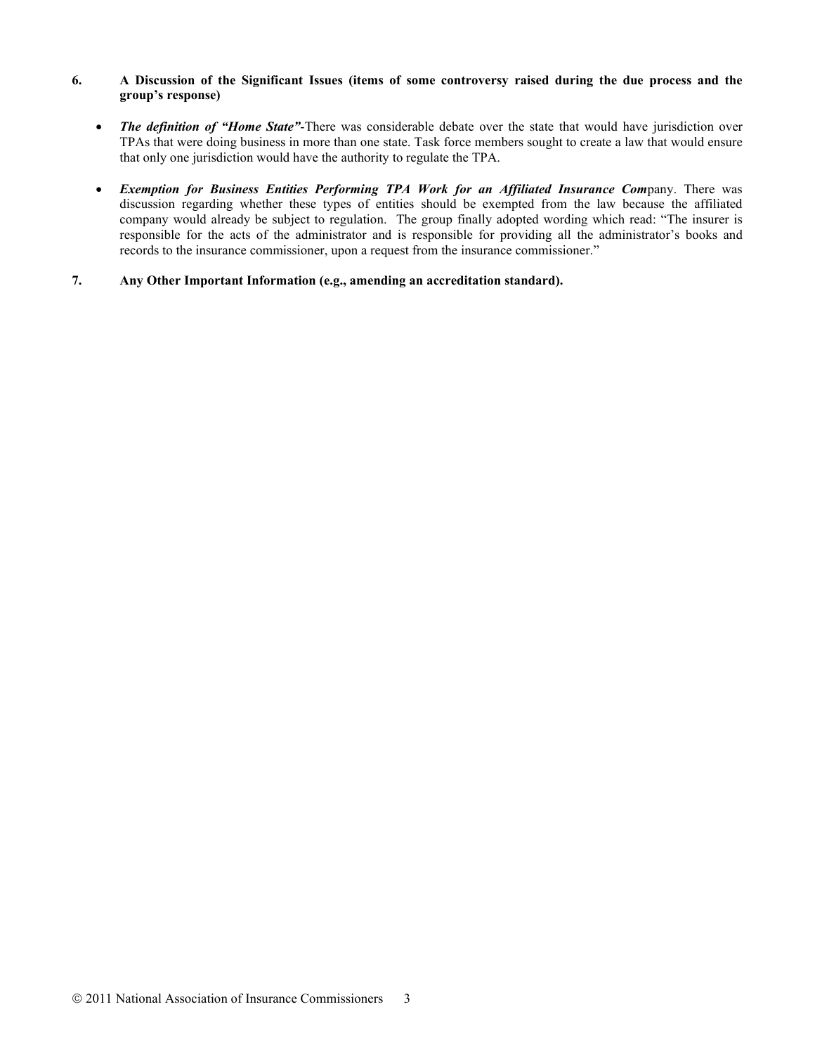**6. A Discussion of the Significant Issues (items of some controversy raised during the due process and the group's response)**

- ***The definition of "Home State"***-There was considerable debate over the state that would have jurisdiction over TPAs that were doing business in more than one state. Task force members sought to create a law that would ensure that only one jurisdiction would have the authority to regulate the TPA.

- ***Exemption for Business Entities Performing TPA Work for an Affiliated Insurance Com***pany. There was discussion regarding whether these types of entities should be exempted from the law because the affiliated company would already be subject to regulation. The group finally adopted wording which read: "The insurer is responsible for the acts of the administrator and is responsible for providing all the administrator's books and records to the insurance commissioner, upon a request from the insurance commissioner."

**7. Any Other Important Information (e.g., amending an accreditation standard).**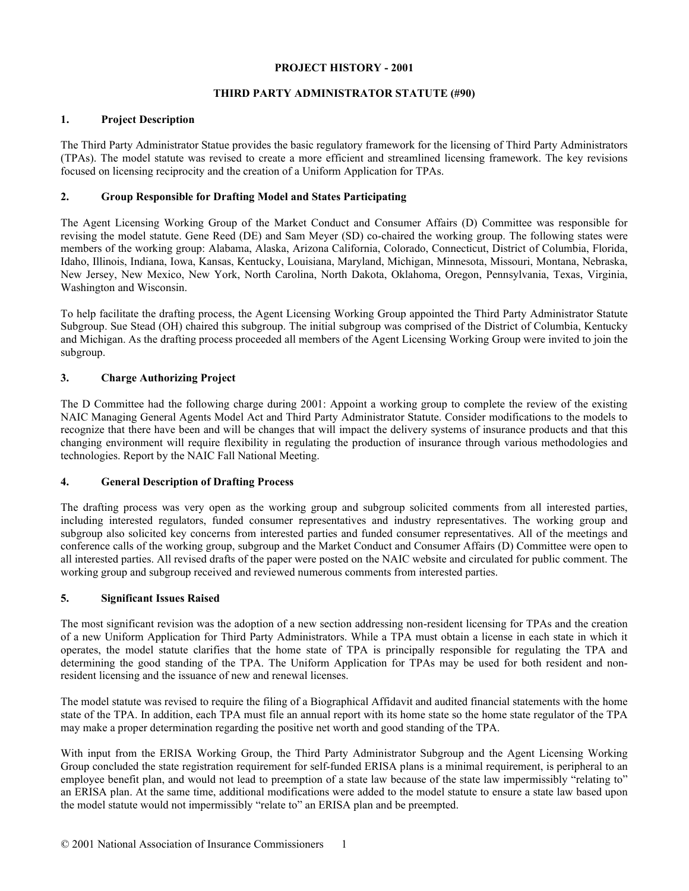**PROJECT HISTORY - 2001**

**THIRD PARTY ADMINISTRATOR STATUTE (#90)**

## 1. Project Description

The Third Party Administrator Statue provides the basic regulatory framework for the licensing of Third Party Administrators (TPAs). The model statute was revised to create a more efficient and streamlined licensing framework. The key revisions focused on licensing reciprocity and the creation of a Uniform Application for TPAs.

## 2. Group Responsible for Drafting Model and States Participating

The Agent Licensing Working Group of the Market Conduct and Consumer Affairs (D) Committee was responsible for revising the model statute. Gene Reed (DE) and Sam Meyer (SD) co-chaired the working group. The following states were members of the working group: Alabama, Alaska, Arizona California, Colorado, Connecticut, District of Columbia, Florida, Idaho, Illinois, Indiana, Iowa, Kansas, Kentucky, Louisiana, Maryland, Michigan, Minnesota, Missouri, Montana, Nebraska, New Jersey, New Mexico, New York, North Carolina, North Dakota, Oklahoma, Oregon, Pennsylvania, Texas, Virginia, Washington and Wisconsin.

To help facilitate the drafting process, the Agent Licensing Working Group appointed the Third Party Administrator Statute Subgroup. Sue Stead (OH) chaired this subgroup. The initial subgroup was comprised of the District of Columbia, Kentucky and Michigan. As the drafting process proceeded all members of the Agent Licensing Working Group were invited to join the subgroup.

## 3. Charge Authorizing Project

The D Committee had the following charge during 2001: Appoint a working group to complete the review of the existing NAIC Managing General Agents Model Act and Third Party Administrator Statute. Consider modifications to the models to recognize that there have been and will be changes that will impact the delivery systems of insurance products and that this changing environment will require flexibility in regulating the production of insurance through various methodologies and technologies. Report by the NAIC Fall National Meeting.

## 4. General Description of Drafting Process

The drafting process was very open as the working group and subgroup solicited comments from all interested parties, including interested regulators, funded consumer representatives and industry representatives. The working group and subgroup also solicited key concerns from interested parties and funded consumer representatives. All of the meetings and conference calls of the working group, subgroup and the Market Conduct and Consumer Affairs (D) Committee were open to all interested parties. All revised drafts of the paper were posted on the NAIC website and circulated for public comment. The working group and subgroup received and reviewed numerous comments from interested parties.

## 5. Significant Issues Raised

The most significant revision was the adoption of a new section addressing non-resident licensing for TPAs and the creation of a new Uniform Application for Third Party Administrators. While a TPA must obtain a license in each state in which it operates, the model statute clarifies that the home state of TPA is principally responsible for regulating the TPA and determining the good standing of the TPA. The Uniform Application for TPAs may be used for both resident and non-resident licensing and the issuance of new and renewal licenses.

The model statute was revised to require the filing of a Biographical Affidavit and audited financial statements with the home state of the TPA. In addition, each TPA must file an annual report with its home state so the home state regulator of the TPA may make a proper determination regarding the positive net worth and good standing of the TPA.

With input from the ERISA Working Group, the Third Party Administrator Subgroup and the Agent Licensing Working Group concluded the state registration requirement for self-funded ERISA plans is a minimal requirement, is peripheral to an employee benefit plan, and would not lead to preemption of a state law because of the state law impermissibly "relating to" an ERISA plan. At the same time, additional modifications were added to the model statute to ensure a state law based upon the model statute would not impermissibly "relate to" an ERISA plan and be preempted.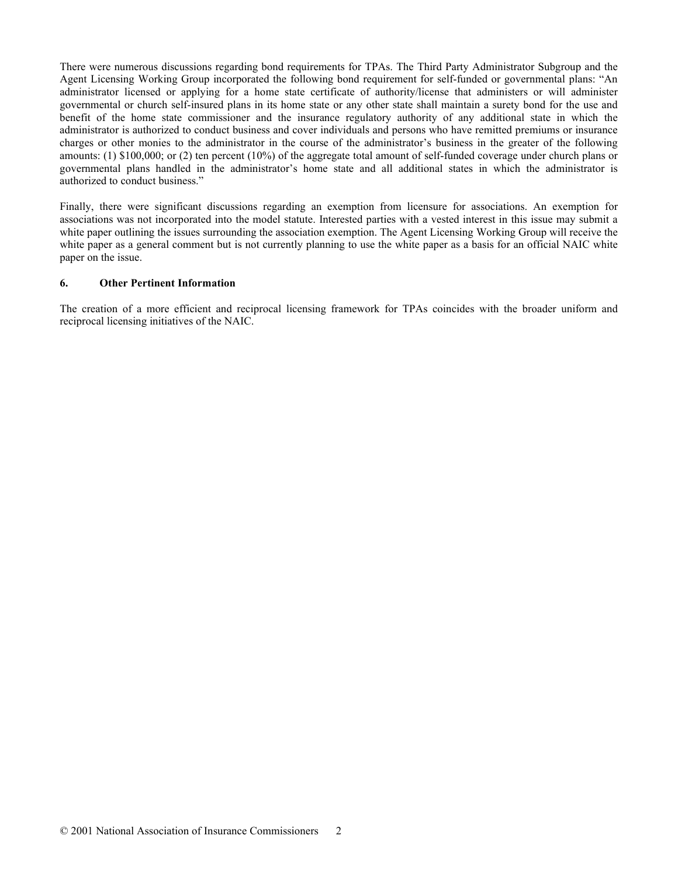There were numerous discussions regarding bond requirements for TPAs. The Third Party Administrator Subgroup and the Agent Licensing Working Group incorporated the following bond requirement for self-funded or governmental plans: "An administrator licensed or applying for a home state certificate of authority/license that administers or will administer governmental or church self-insured plans in its home state or any other state shall maintain a surety bond for the use and benefit of the home state commissioner and the insurance regulatory authority of any additional state in which the administrator is authorized to conduct business and cover individuals and persons who have remitted premiums or insurance charges or other monies to the administrator in the course of the administrator's business in the greater of the following amounts: (1) $100,000; or (2) ten percent (10%) of the aggregate total amount of self-funded coverage under church plans or governmental plans handled in the administrator's home state and all additional states in which the administrator is authorized to conduct business."

Finally, there were significant discussions regarding an exemption from licensure for associations. An exemption for associations was not incorporated into the model statute. Interested parties with a vested interest in this issue may submit a white paper outlining the issues surrounding the association exemption. The Agent Licensing Working Group will receive the white paper as a general comment but is not currently planning to use the white paper as a basis for an official NAIC white paper on the issue.

### 6. Other Pertinent Information

The creation of a more efficient and reciprocal licensing framework for TPAs coincides with the broader uniform and reciprocal licensing initiatives of the NAIC.

© 2001 National Association of Insurance Commissioners